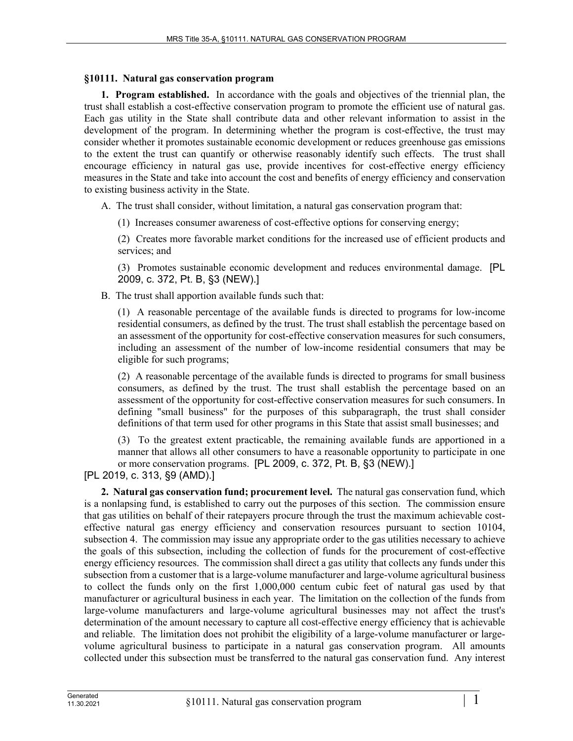### §10111. Natural gas conservation program

**1. Program established.** In accordance with the goals and objectives of the triennial plan, the trust shall establish a cost-effective conservation program to promote the efficient use of natural gas. Each gas utility in the State shall contribute data and other relevant information to assist in the development of the program. In determining whether the program is cost-effective, the trust may consider whether it promotes sustainable economic development or reduces greenhouse gas emissions to the extent the trust can quantify or otherwise reasonably identify such effects. The trust shall encourage efficiency in natural gas use, provide incentives for cost-effective energy efficiency measures in the State and take into account the cost and benefits of energy efficiency and conservation to existing business activity in the State.

A. The trust shall consider, without limitation, a natural gas conservation program that:

(1) Increases consumer awareness of cost-effective options for conserving energy;

(2) Creates more favorable market conditions for the increased use of efficient products and services; and

(3) Promotes sustainable economic development and reduces environmental damage. [PL 2009, c. 372, Pt. B, §3 (NEW).]

B. The trust shall apportion available funds such that:

(1) A reasonable percentage of the available funds is directed to programs for low-income residential consumers, as defined by the trust. The trust shall establish the percentage based on an assessment of the opportunity for cost-effective conservation measures for such consumers, including an assessment of the number of low-income residential consumers that may be eligible for such programs;

(2) A reasonable percentage of the available funds is directed to programs for small business consumers, as defined by the trust. The trust shall establish the percentage based on an assessment of the opportunity for cost-effective conservation measures for such consumers. In defining "small business" for the purposes of this subparagraph, the trust shall consider definitions of that term used for other programs in this State that assist small businesses; and

(3) To the greatest extent practicable, the remaining available funds are apportioned in a manner that allows all other consumers to have a reasonable opportunity to participate in one or more conservation programs. [PL 2009, c. 372, Pt. B, §3 (NEW).]

[PL 2019, c. 313, §9 (AMD).]

**2. Natural gas conservation fund; procurement level.** The natural gas conservation fund, which is a nonlapsing fund, is established to carry out the purposes of this section. The commission ensure that gas utilities on behalf of their ratepayers procure through the trust the maximum achievable cost-effective natural gas energy efficiency and conservation resources pursuant to section 10104, subsection 4. The commission may issue any appropriate order to the gas utilities necessary to achieve the goals of this subsection, including the collection of funds for the procurement of cost-effective energy efficiency resources. The commission shall direct a gas utility that collects any funds under this subsection from a customer that is a large-volume manufacturer and large-volume agricultural business to collect the funds only on the first 1,000,000 centum cubic feet of natural gas used by that manufacturer or agricultural business in each year. The limitation on the collection of the funds from large-volume manufacturers and large-volume agricultural businesses may not affect the trust's determination of the amount necessary to capture all cost-effective energy efficiency that is achievable and reliable. The limitation does not prohibit the eligibility of a large-volume manufacturer or large-volume agricultural business to participate in a natural gas conservation program. All amounts collected under this subsection must be transferred to the natural gas conservation fund. Any interest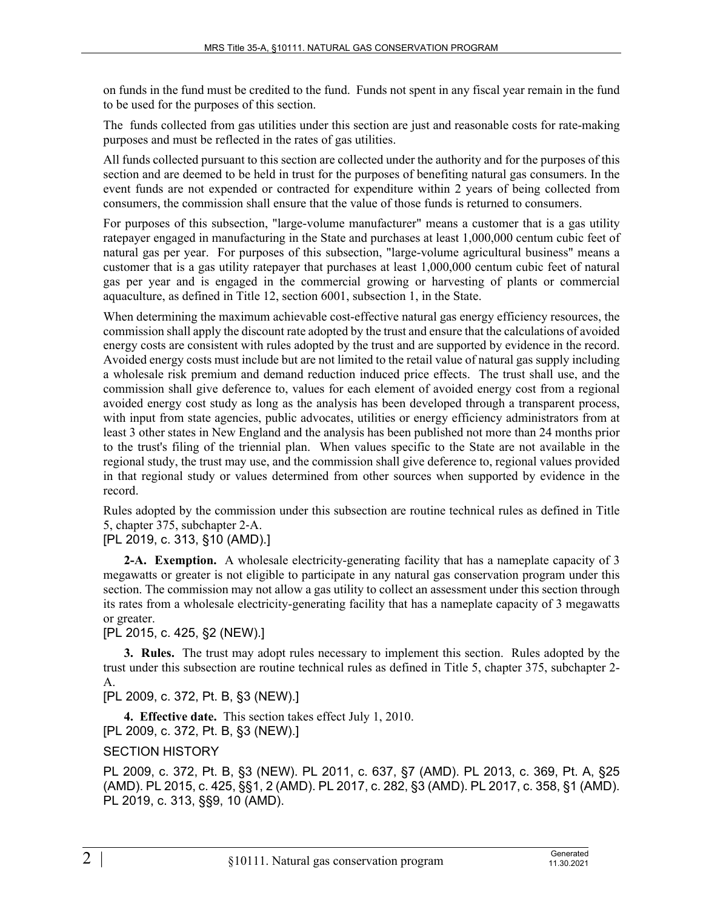on funds in the fund must be credited to the fund. Funds not spent in any fiscal year remain in the fund to be used for the purposes of this section.

The funds collected from gas utilities under this section are just and reasonable costs for rate-making purposes and must be reflected in the rates of gas utilities.

All funds collected pursuant to this section are collected under the authority and for the purposes of this section and are deemed to be held in trust for the purposes of benefiting natural gas consumers. In the event funds are not expended or contracted for expenditure within 2 years of being collected from consumers, the commission shall ensure that the value of those funds is returned to consumers.

For purposes of this subsection, "large-volume manufacturer" means a customer that is a gas utility ratepayer engaged in manufacturing in the State and purchases at least 1,000,000 centum cubic feet of natural gas per year. For purposes of this subsection, "large-volume agricultural business" means a customer that is a gas utility ratepayer that purchases at least 1,000,000 centum cubic feet of natural gas per year and is engaged in the commercial growing or harvesting of plants or commercial aquaculture, as defined in Title 12, section 6001, subsection 1, in the State.

When determining the maximum achievable cost-effective natural gas energy efficiency resources, the commission shall apply the discount rate adopted by the trust and ensure that the calculations of avoided energy costs are consistent with rules adopted by the trust and are supported by evidence in the record. Avoided energy costs must include but are not limited to the retail value of natural gas supply including a wholesale risk premium and demand reduction induced price effects. The trust shall use, and the commission shall give deference to, values for each element of avoided energy cost from a regional avoided energy cost study as long as the analysis has been developed through a transparent process, with input from state agencies, public advocates, utilities or energy efficiency administrators from at least 3 other states in New England and the analysis has been published not more than 24 months prior to the trust's filing of the triennial plan. When values specific to the State are not available in the regional study, the trust may use, and the commission shall give deference to, regional values provided in that regional study or values determined from other sources when supported by evidence in the record.

Rules adopted by the commission under this subsection are routine technical rules as defined in Title 5, chapter 375, subchapter 2-A.

[PL 2019, c. 313, §10 (AMD).]

**2-A. Exemption.** A wholesale electricity-generating facility that has a nameplate capacity of 3 megawatts or greater is not eligible to participate in any natural gas conservation program under this section. The commission may not allow a gas utility to collect an assessment under this section through its rates from a wholesale electricity-generating facility that has a nameplate capacity of 3 megawatts or greater.

[PL 2015, c. 425, §2 (NEW).]

**3. Rules.** The trust may adopt rules necessary to implement this section. Rules adopted by the trust under this subsection are routine technical rules as defined in Title 5, chapter 375, subchapter 2-A.

[PL 2009, c. 372, Pt. B, §3 (NEW).]

**4. Effective date.** This section takes effect July 1, 2010.

[PL 2009, c. 372, Pt. B, §3 (NEW).]

SECTION HISTORY

PL 2009, c. 372, Pt. B, §3 (NEW). PL 2011, c. 637, §7 (AMD). PL 2013, c. 369, Pt. A, §25 (AMD). PL 2015, c. 425, §§1, 2 (AMD). PL 2017, c. 282, §3 (AMD). PL 2017, c. 358, §1 (AMD). PL 2019, c. 313, §§9, 10 (AMD).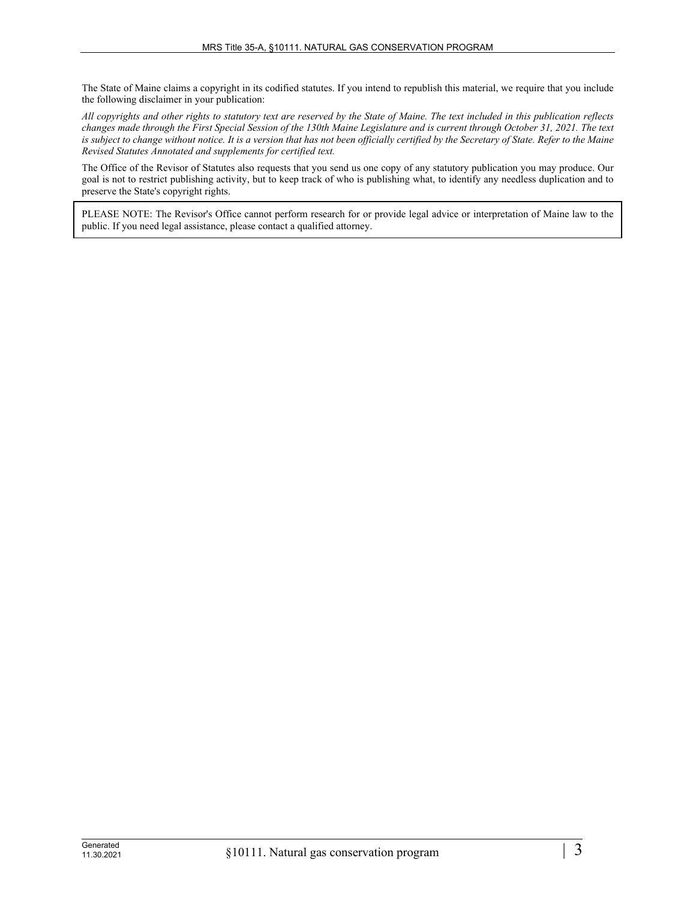The State of Maine claims a copyright in its codified statutes. If you intend to republish this material, we require that you include the following disclaimer in your publication:

*All copyrights and other rights to statutory text are reserved by the State of Maine. The text included in this publication reflects changes made through the First Special Session of the 130th Maine Legislature and is current through October 31, 2021. The text is subject to change without notice. It is a version that has not been officially certified by the Secretary of State. Refer to the Maine Revised Statutes Annotated and supplements for certified text.*

The Office of the Revisor of Statutes also requests that you send us one copy of any statutory publication you may produce. Our goal is not to restrict publishing activity, but to keep track of who is publishing what, to identify any needless duplication and to preserve the State's copyright rights.

PLEASE NOTE: The Revisor's Office cannot perform research for or provide legal advice or interpretation of Maine law to the public. If you need legal assistance, please contact a qualified attorney.